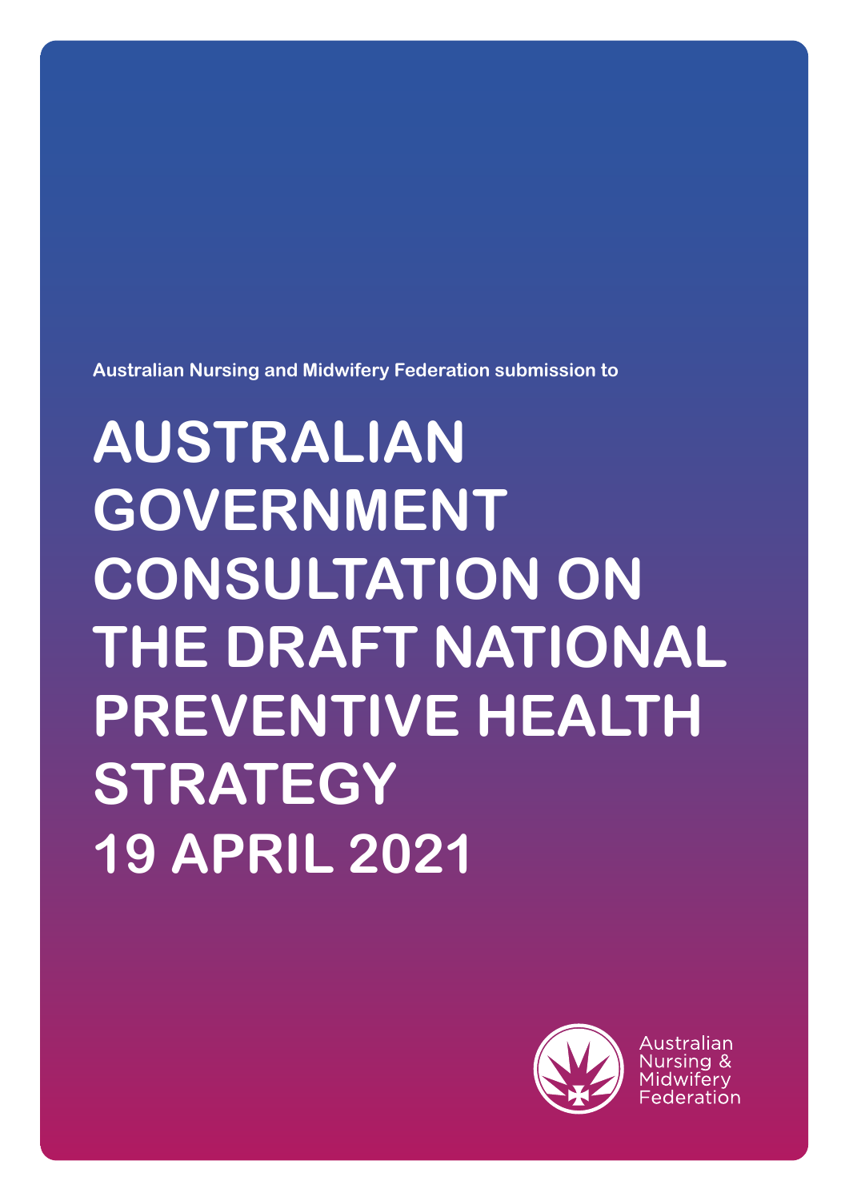Australian Nursing and Midwifery Federation submission to

# AUSTRALIAN GOVERNMENT CONSULTATION ON THE DRAFT NATIONAL PREVENTIVE HEALTH STRATEGY

# 19 APRIL 2021

Australian Nursing & Midwifery Federation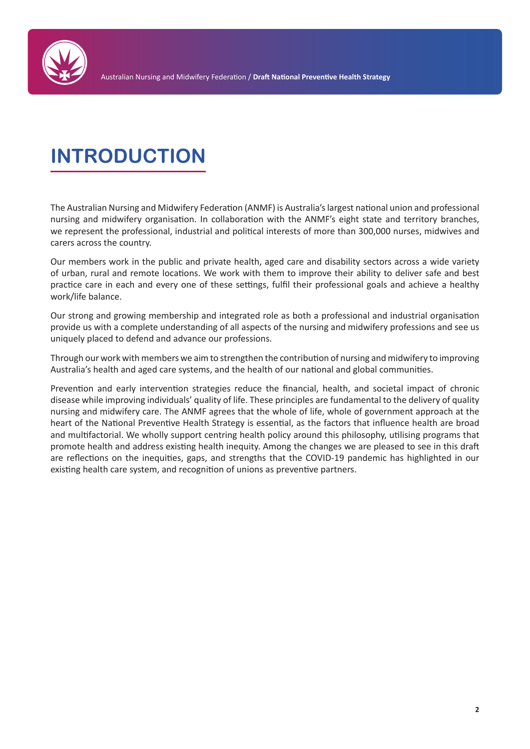# INTRODUCTION

The Australian Nursing and Midwifery Federation (ANMF) is Australia's largest national union and professional nursing and midwifery organisation. In collaboration with the ANMF's eight state and territory branches, we represent the professional, industrial and political interests of more than 300,000 nurses, midwives and carers across the country.

Our members work in the public and private health, aged care and disability sectors across a wide variety of urban, rural and remote locations. We work with them to improve their ability to deliver safe and best practice care in each and every one of these settings, fulfil their professional goals and achieve a healthy work/life balance.

Our strong and growing membership and integrated role as both a professional and industrial organisation provide us with a complete understanding of all aspects of the nursing and midwifery professions and see us uniquely placed to defend and advance our professions.

Through our work with members we aim to strengthen the contribution of nursing and midwifery to improving Australia's health and aged care systems, and the health of our national and global communities.

Prevention and early intervention strategies reduce the financial, health, and societal impact of chronic disease while improving individuals' quality of life. These principles are fundamental to the delivery of quality nursing and midwifery care. The ANMF agrees that the whole of life, whole of government approach at the heart of the National Preventive Health Strategy is essential, as the factors that influence health are broad and multifactorial. We wholly support centring health policy around this philosophy, utilising programs that promote health and address existing health inequity. Among the changes we are pleased to see in this draft are reflections on the inequities, gaps, and strengths that the COVID-19 pandemic has highlighted in our existing health care system, and recognition of unions as preventive partners.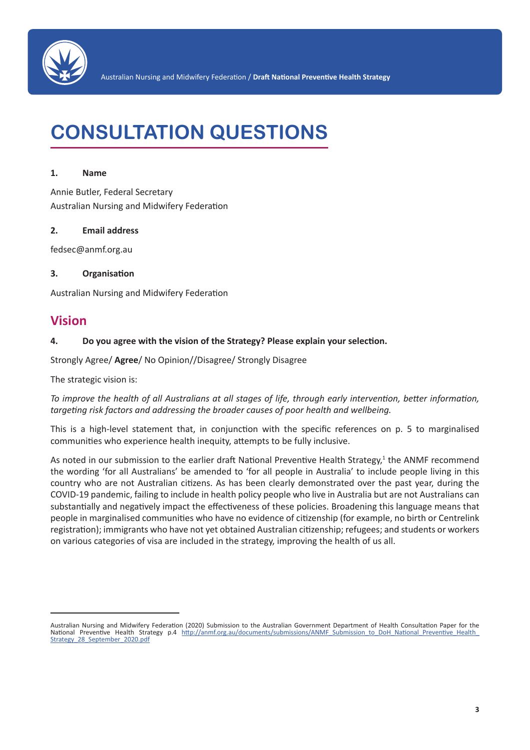# CONSULTATION QUESTIONS

**1. Name**

Annie Butler, Federal Secretary
Australian Nursing and Midwifery Federation

**2. Email address**

fedsec@anmf.org.au

**3. Organisation**

Australian Nursing and Midwifery Federation

## Vision

**4. Do you agree with the vision of the Strategy? Please explain your selection.**

Strongly Agree/ **Agree**/ No Opinion//Disagree/ Strongly Disagree

The strategic vision is:

*To improve the health of all Australians at all stages of life, through early intervention, better information, targeting risk factors and addressing the broader causes of poor health and wellbeing.*

This is a high-level statement that, in conjunction with the specific references on p. 5 to marginalised communities who experience health inequity, attempts to be fully inclusive.

As noted in our submission to the earlier draft National Preventive Health Strategy,[1] the ANMF recommend the wording 'for all Australians' be amended to 'for all people in Australia' to include people living in this country who are not Australian citizens. As has been clearly demonstrated over the past year, during the COVID-19 pandemic, failing to include in health policy people who live in Australia but are not Australians can substantially and negatively impact the effectiveness of these policies. Broadening this language means that people in marginalised communities who have no evidence of citizenship (for example, no birth or Centrelink registration); immigrants who have not yet obtained Australian citizenship; refugees; and students or workers on various categories of visa are included in the strategy, improving the health of us all.

---

Australian Nursing and Midwifery Federation (2020) Submission to the Australian Government Department of Health Consultation Paper for the National Preventive Health Strategy p.4 http://anmf.org.au/documents/submissions/ANMF_Submission_to_DoH_National_Preventive_Health_Strategy_28_September_2020.pdf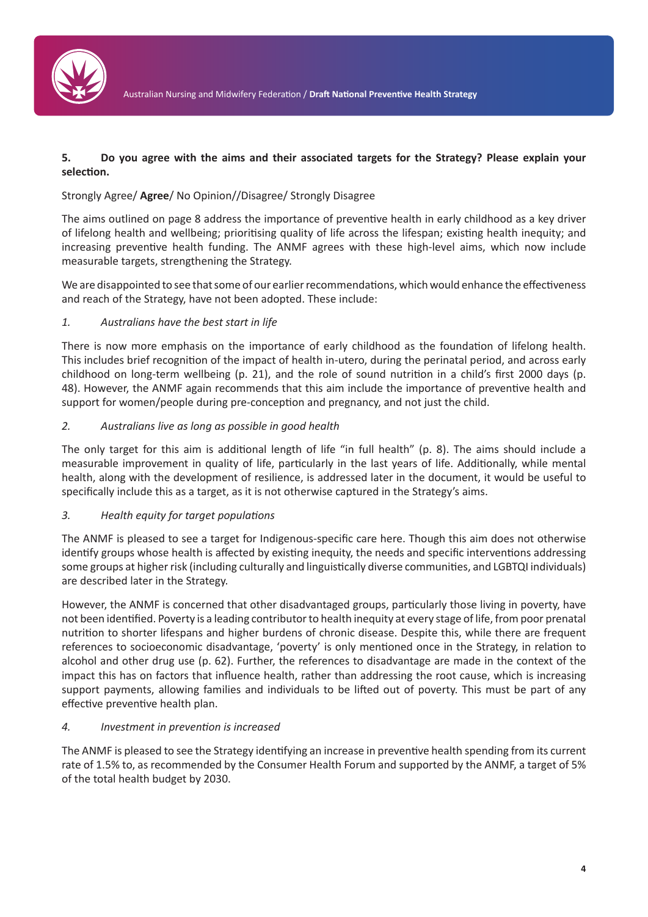**5. Do you agree with the aims and their associated targets for the Strategy? Please explain your selection.**

Strongly Agree/ **Agree**/ No Opinion//Disagree/ Strongly Disagree

The aims outlined on page 8 address the importance of preventive health in early childhood as a key driver of lifelong health and wellbeing; prioritising quality of life across the lifespan; existing health inequity; and increasing preventive health funding. The ANMF agrees with these high-level aims, which now include measurable targets, strengthening the Strategy.

We are disappointed to see that some of our earlier recommendations, which would enhance the effectiveness and reach of the Strategy, have not been adopted. These include:

*1. Australians have the best start in life*

There is now more emphasis on the importance of early childhood as the foundation of lifelong health. This includes brief recognition of the impact of health in-utero, during the perinatal period, and across early childhood on long-term wellbeing (p. 21), and the role of sound nutrition in a child's first 2000 days (p. 48). However, the ANMF again recommends that this aim include the importance of preventive health and support for women/people during pre-conception and pregnancy, and not just the child.

*2. Australians live as long as possible in good health*

The only target for this aim is additional length of life "in full health" (p. 8). The aims should include a measurable improvement in quality of life, particularly in the last years of life. Additionally, while mental health, along with the development of resilience, is addressed later in the document, it would be useful to specifically include this as a target, as it is not otherwise captured in the Strategy's aims.

*3. Health equity for target populations*

The ANMF is pleased to see a target for Indigenous-specific care here. Though this aim does not otherwise identify groups whose health is affected by existing inequity, the needs and specific interventions addressing some groups at higher risk (including culturally and linguistically diverse communities, and LGBTQI individuals) are described later in the Strategy.

However, the ANMF is concerned that other disadvantaged groups, particularly those living in poverty, have not been identified. Poverty is a leading contributor to health inequity at every stage of life, from poor prenatal nutrition to shorter lifespans and higher burdens of chronic disease. Despite this, while there are frequent references to socioeconomic disadvantage, 'poverty' is only mentioned once in the Strategy, in relation to alcohol and other drug use (p. 62). Further, the references to disadvantage are made in the context of the impact this has on factors that influence health, rather than addressing the root cause, which is increasing support payments, allowing families and individuals to be lifted out of poverty. This must be part of any effective preventive health plan.

*4. Investment in prevention is increased*

The ANMF is pleased to see the Strategy identifying an increase in preventive health spending from its current rate of 1.5% to, as recommended by the Consumer Health Forum and supported by the ANMF, a target of 5% of the total health budget by 2030.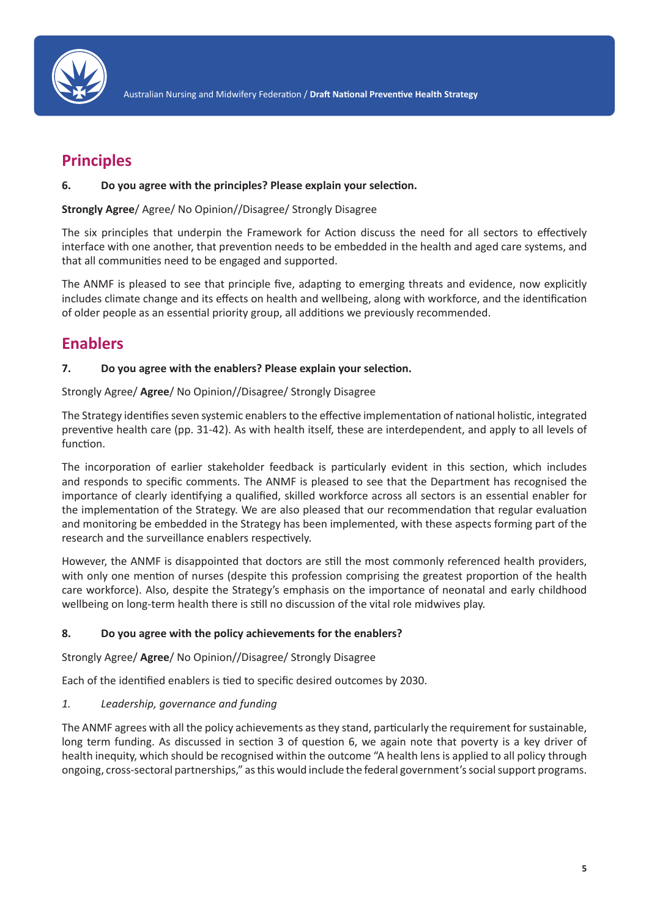## Principles

**6. Do you agree with the principles? Please explain your selection.**

**Strongly Agree**/ Agree/ No Opinion//Disagree/ Strongly Disagree

The six principles that underpin the Framework for Action discuss the need for all sectors to effectively interface with one another, that prevention needs to be embedded in the health and aged care systems, and that all communities need to be engaged and supported.

The ANMF is pleased to see that principle five, adapting to emerging threats and evidence, now explicitly includes climate change and its effects on health and wellbeing, along with workforce, and the identification of older people as an essential priority group, all additions we previously recommended.

## Enablers

**7. Do you agree with the enablers? Please explain your selection.**

Strongly Agree/ **Agree**/ No Opinion//Disagree/ Strongly Disagree

The Strategy identifies seven systemic enablers to the effective implementation of national holistic, integrated preventive health care (pp. 31-42). As with health itself, these are interdependent, and apply to all levels of function.

The incorporation of earlier stakeholder feedback is particularly evident in this section, which includes and responds to specific comments. The ANMF is pleased to see that the Department has recognised the importance of clearly identifying a qualified, skilled workforce across all sectors is an essential enabler for the implementation of the Strategy. We are also pleased that our recommendation that regular evaluation and monitoring be embedded in the Strategy has been implemented, with these aspects forming part of the research and the surveillance enablers respectively.

However, the ANMF is disappointed that doctors are still the most commonly referenced health providers, with only one mention of nurses (despite this profession comprising the greatest proportion of the health care workforce). Also, despite the Strategy's emphasis on the importance of neonatal and early childhood wellbeing on long-term health there is still no discussion of the vital role midwives play.

**8. Do you agree with the policy achievements for the enablers?**

Strongly Agree/ **Agree**/ No Opinion//Disagree/ Strongly Disagree

Each of the identified enablers is tied to specific desired outcomes by 2030.

*1. Leadership, governance and funding*

The ANMF agrees with all the policy achievements as they stand, particularly the requirement for sustainable, long term funding. As discussed in section 3 of question 6, we again note that poverty is a key driver of health inequity, which should be recognised within the outcome "A health lens is applied to all policy through ongoing, cross-sectoral partnerships," as this would include the federal government's social support programs.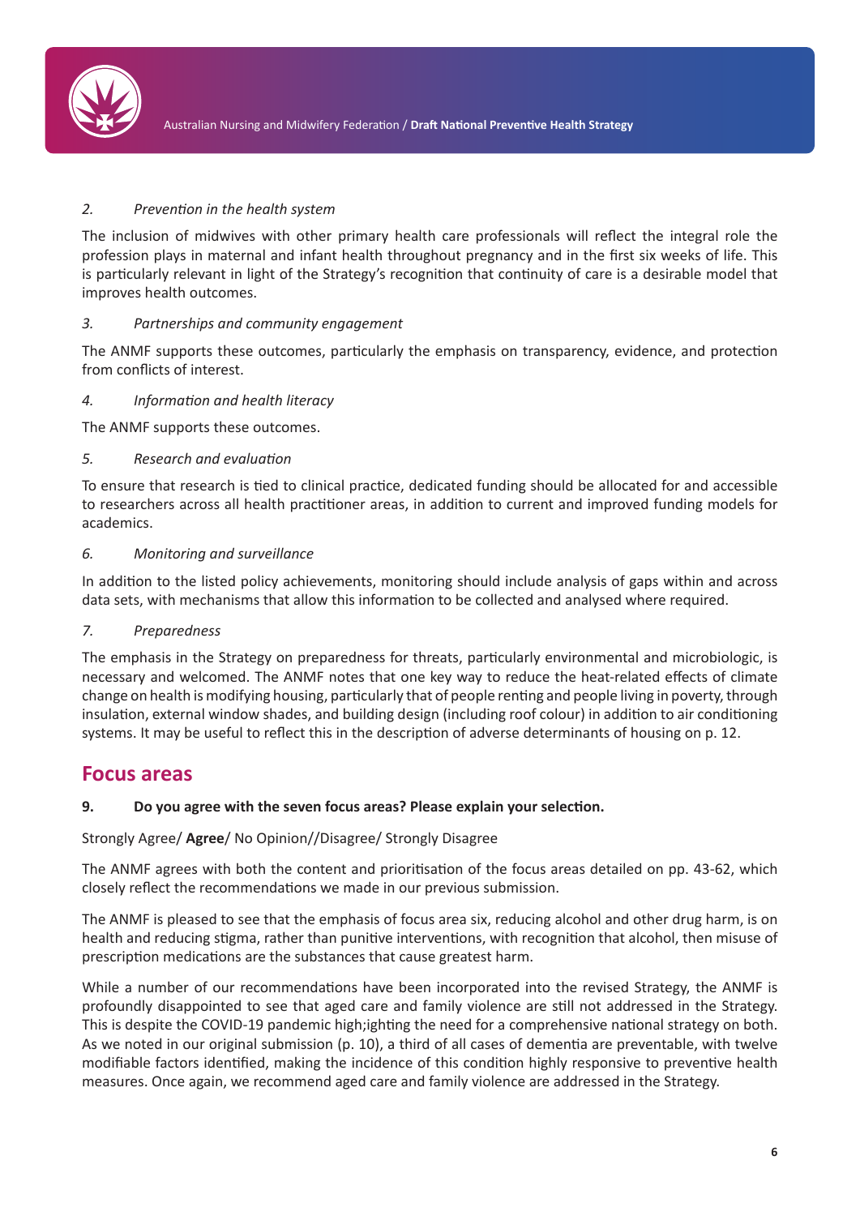*2. Prevention in the health system*

The inclusion of midwives with other primary health care professionals will reflect the integral role the profession plays in maternal and infant health throughout pregnancy and in the first six weeks of life. This is particularly relevant in light of the Strategy's recognition that continuity of care is a desirable model that improves health outcomes.

*3. Partnerships and community engagement*

The ANMF supports these outcomes, particularly the emphasis on transparency, evidence, and protection from conflicts of interest.

*4. Information and health literacy*

The ANMF supports these outcomes.

*5. Research and evaluation*

To ensure that research is tied to clinical practice, dedicated funding should be allocated for and accessible to researchers across all health practitioner areas, in addition to current and improved funding models for academics.

*6. Monitoring and surveillance*

In addition to the listed policy achievements, monitoring should include analysis of gaps within and across data sets, with mechanisms that allow this information to be collected and analysed where required.

*7. Preparedness*

The emphasis in the Strategy on preparedness for threats, particularly environmental and microbiologic, is necessary and welcomed. The ANMF notes that one key way to reduce the heat-related effects of climate change on health is modifying housing, particularly that of people renting and people living in poverty, through insulation, external window shades, and building design (including roof colour) in addition to air conditioning systems. It may be useful to reflect this in the description of adverse determinants of housing on p. 12.

## Focus areas

**9. Do you agree with the seven focus areas? Please explain your selection.**

Strongly Agree/ **Agree**/ No Opinion//Disagree/ Strongly Disagree

The ANMF agrees with both the content and prioritisation of the focus areas detailed on pp. 43-62, which closely reflect the recommendations we made in our previous submission.

The ANMF is pleased to see that the emphasis of focus area six, reducing alcohol and other drug harm, is on health and reducing stigma, rather than punitive interventions, with recognition that alcohol, then misuse of prescription medications are the substances that cause greatest harm.

While a number of our recommendations have been incorporated into the revised Strategy, the ANMF is profoundly disappointed to see that aged care and family violence are still not addressed in the Strategy. This is despite the COVID-19 pandemic high;ighting the need for a comprehensive national strategy on both. As we noted in our original submission (p. 10), a third of all cases of dementia are preventable, with twelve modifiable factors identified, making the incidence of this condition highly responsive to preventive health measures. Once again, we recommend aged care and family violence are addressed in the Strategy.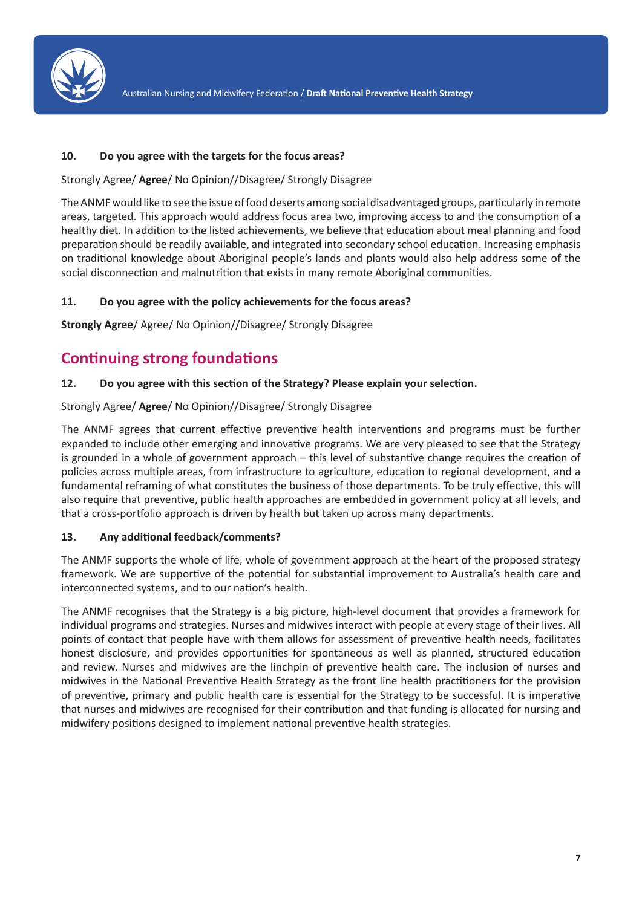**10. Do you agree with the targets for the focus areas?**

Strongly Agree/ **Agree**/ No Opinion//Disagree/ Strongly Disagree

The ANMF would like to see the issue of food deserts among social disadvantaged groups, particularly in remote areas, targeted. This approach would address focus area two, improving access to and the consumption of a healthy diet. In addition to the listed achievements, we believe that education about meal planning and food preparation should be readily available, and integrated into secondary school education. Increasing emphasis on traditional knowledge about Aboriginal people's lands and plants would also help address some of the social disconnection and malnutrition that exists in many remote Aboriginal communities.

**11. Do you agree with the policy achievements for the focus areas?**

**Strongly Agree**/ Agree/ No Opinion//Disagree/ Strongly Disagree

## Continuing strong foundations

**12. Do you agree with this section of the Strategy? Please explain your selection.**

Strongly Agree/ **Agree**/ No Opinion//Disagree/ Strongly Disagree

The ANMF agrees that current effective preventive health interventions and programs must be further expanded to include other emerging and innovative programs. We are very pleased to see that the Strategy is grounded in a whole of government approach – this level of substantive change requires the creation of policies across multiple areas, from infrastructure to agriculture, education to regional development, and a fundamental reframing of what constitutes the business of those departments. To be truly effective, this will also require that preventive, public health approaches are embedded in government policy at all levels, and that a cross-portfolio approach is driven by health but taken up across many departments.

**13. Any additional feedback/comments?**

The ANMF supports the whole of life, whole of government approach at the heart of the proposed strategy framework. We are supportive of the potential for substantial improvement to Australia's health care and interconnected systems, and to our nation's health.

The ANMF recognises that the Strategy is a big picture, high-level document that provides a framework for individual programs and strategies. Nurses and midwives interact with people at every stage of their lives. All points of contact that people have with them allows for assessment of preventive health needs, facilitates honest disclosure, and provides opportunities for spontaneous as well as planned, structured education and review. Nurses and midwives are the linchpin of preventive health care. The inclusion of nurses and midwives in the National Preventive Health Strategy as the front line health practitioners for the provision of preventive, primary and public health care is essential for the Strategy to be successful. It is imperative that nurses and midwives are recognised for their contribution and that funding is allocated for nursing and midwifery positions designed to implement national preventive health strategies.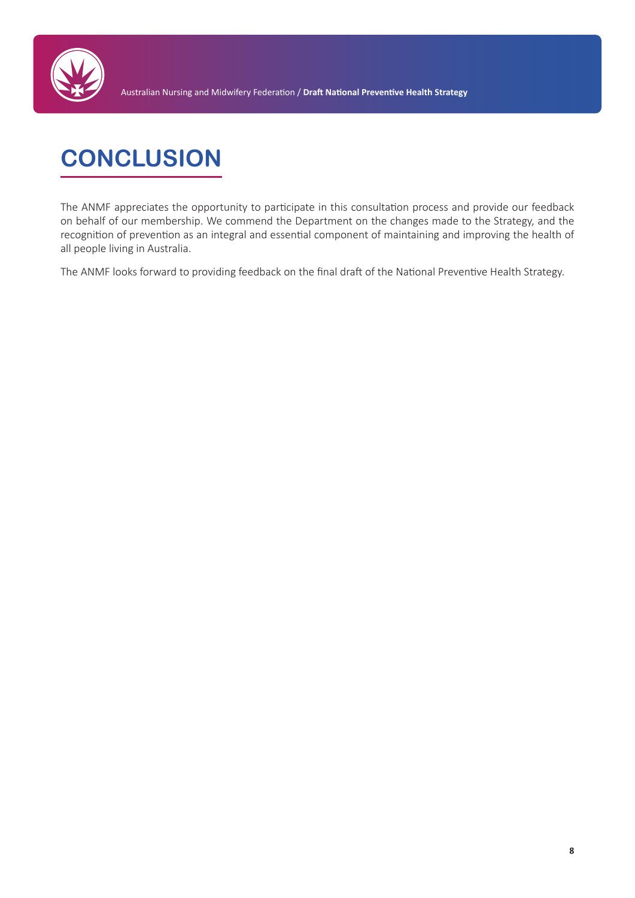# CONCLUSION

The ANMF appreciates the opportunity to participate in this consultation process and provide our feedback on behalf of our membership. We commend the Department on the changes made to the Strategy, and the recognition of prevention as an integral and essential component of maintaining and improving the health of all people living in Australia.

The ANMF looks forward to providing feedback on the final draft of the National Preventive Health Strategy.